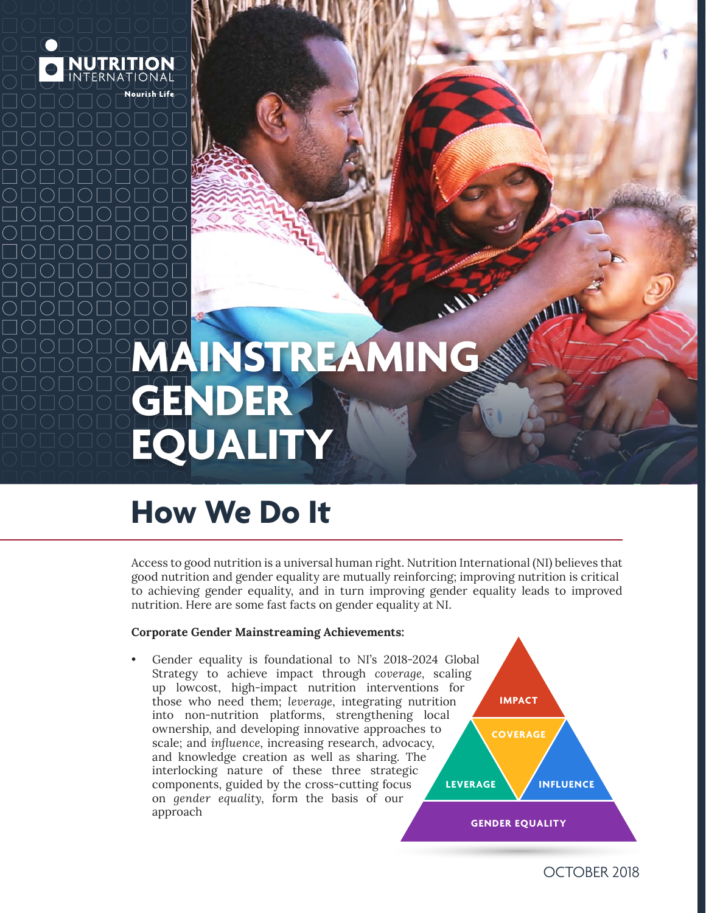NUTRITION INTERNATIONAL
Nourish Life

# MAINSTREAMING GENDER EQUALITY

## How We Do It

Access to good nutrition is a universal human right. Nutrition International (NI) believes that good nutrition and gender equality are mutually reinforcing; improving nutrition is critical to achieving gender equality, and in turn improving gender equality leads to improved nutrition. Here are some fast facts on gender equality at NI.

**Corporate Gender Mainstreaming Achievements:**

- Gender equality is foundational to NI's 2018-2024 Global Strategy to achieve impact through *coverage*, scaling up lowcost, high-impact nutrition interventions for those who need them; *leverage*, integrating nutrition into non-nutrition platforms, strengthening local ownership, and developing innovative approaches to scale; and *influence*, increasing research, advocacy, and knowledge creation as well as sharing. The interlocking nature of these three strategic components, guided by the cross-cutting focus on *gender equality*, form the basis of our approach

IMPACT

COVERAGE

LEVERAGE

INFLUENCE

GENDER EQUALITY

OCTOBER 2018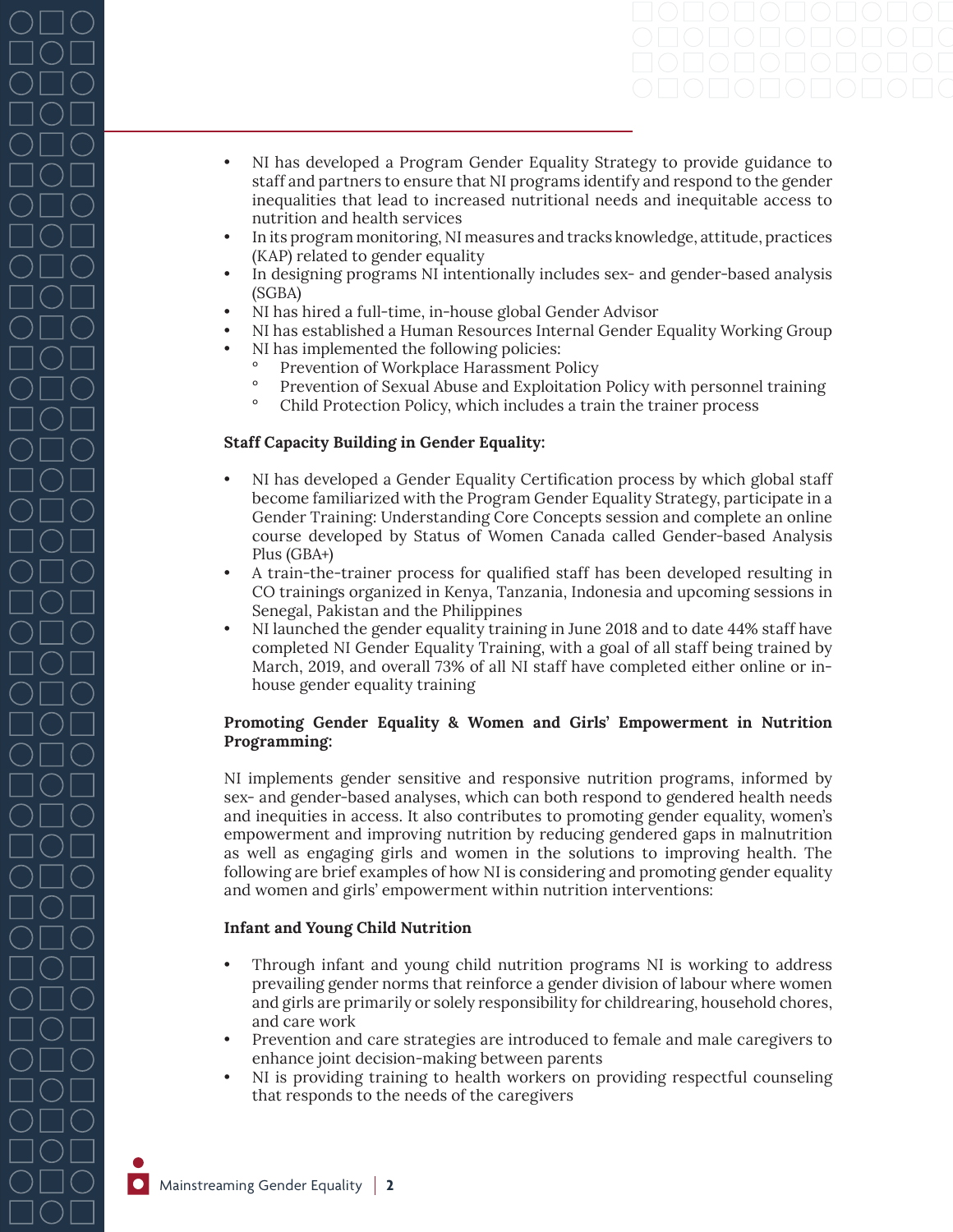- NI has developed a Program Gender Equality Strategy to provide guidance to staff and partners to ensure that NI programs identify and respond to the gender inequalities that lead to increased nutritional needs and inequitable access to nutrition and health services
- In its program monitoring, NI measures and tracks knowledge, attitude, practices (KAP) related to gender equality
- In designing programs NI intentionally includes sex- and gender-based analysis (SGBA)
- NI has hired a full-time, in-house global Gender Advisor
- NI has established a Human Resources Internal Gender Equality Working Group
- NI has implemented the following policies:
  - Prevention of Workplace Harassment Policy
  - Prevention of Sexual Abuse and Exploitation Policy with personnel training
  - Child Protection Policy, which includes a train the trainer process

**Staff Capacity Building in Gender Equality:**

- NI has developed a Gender Equality Certification process by which global staff become familiarized with the Program Gender Equality Strategy, participate in a Gender Training: Understanding Core Concepts session and complete an online course developed by Status of Women Canada called Gender-based Analysis Plus (GBA+)
- A train-the-trainer process for qualified staff has been developed resulting in CO trainings organized in Kenya, Tanzania, Indonesia and upcoming sessions in Senegal, Pakistan and the Philippines
- NI launched the gender equality training in June 2018 and to date 44% staff have completed NI Gender Equality Training, with a goal of all staff being trained by March, 2019, and overall 73% of all NI staff have completed either online or in-house gender equality training

**Promoting Gender Equality & Women and Girls' Empowerment in Nutrition Programming:**

NI implements gender sensitive and responsive nutrition programs, informed by sex- and gender-based analyses, which can both respond to gendered health needs and inequities in access. It also contributes to promoting gender equality, women's empowerment and improving nutrition by reducing gendered gaps in malnutrition as well as engaging girls and women in the solutions to improving health. The following are brief examples of how NI is considering and promoting gender equality and women and girls' empowerment within nutrition interventions:

**Infant and Young Child Nutrition**

- Through infant and young child nutrition programs NI is working to address prevailing gender norms that reinforce a gender division of labour where women and girls are primarily or solely responsibility for childrearing, household chores, and care work
- Prevention and care strategies are introduced to female and male caregivers to enhance joint decision-making between parents
- NI is providing training to health workers on providing respectful counseling that responds to the needs of the caregivers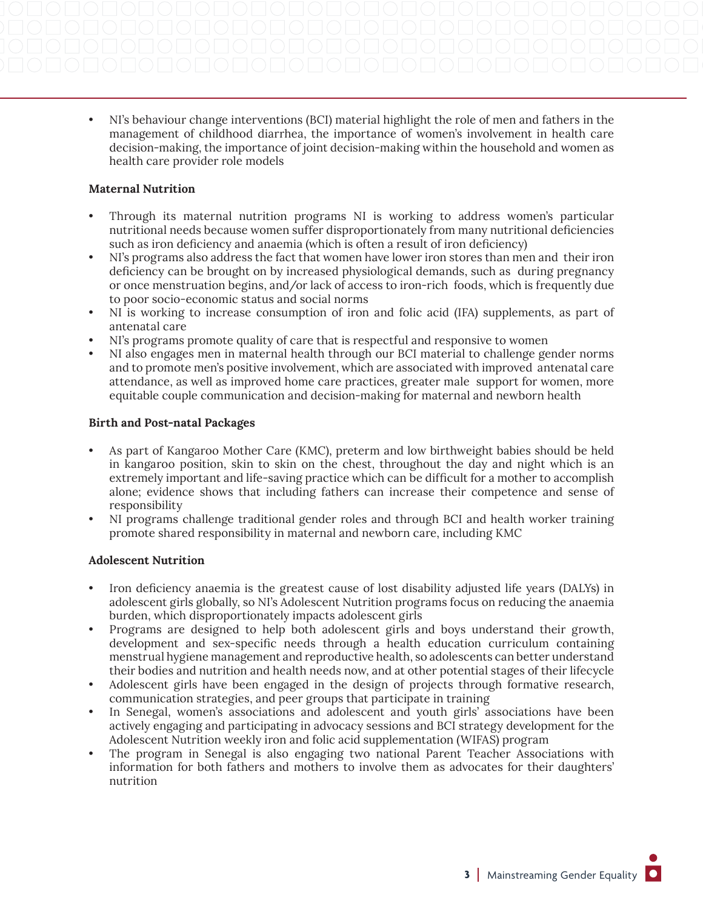- NI's behaviour change interventions (BCI) material highlight the role of men and fathers in the management of childhood diarrhea, the importance of women's involvement in health care decision-making, the importance of joint decision-making within the household and women as health care provider role models

**Maternal Nutrition**

- Through its maternal nutrition programs NI is working to address women's particular nutritional needs because women suffer disproportionately from many nutritional deficiencies such as iron deficiency and anaemia (which is often a result of iron deficiency)
- NI's programs also address the fact that women have lower iron stores than men and their iron deficiency can be brought on by increased physiological demands, such as during pregnancy or once menstruation begins, and/or lack of access to iron-rich foods, which is frequently due to poor socio-economic status and social norms
- NI is working to increase consumption of iron and folic acid (IFA) supplements, as part of antenatal care
- NI's programs promote quality of care that is respectful and responsive to women
- NI also engages men in maternal health through our BCI material to challenge gender norms and to promote men's positive involvement, which are associated with improved antenatal care attendance, as well as improved home care practices, greater male support for women, more equitable couple communication and decision-making for maternal and newborn health

**Birth and Post-natal Packages**

- As part of Kangaroo Mother Care (KMC), preterm and low birthweight babies should be held in kangaroo position, skin to skin on the chest, throughout the day and night which is an extremely important and life-saving practice which can be difficult for a mother to accomplish alone; evidence shows that including fathers can increase their competence and sense of responsibility
- NI programs challenge traditional gender roles and through BCI and health worker training promote shared responsibility in maternal and newborn care, including KMC

**Adolescent Nutrition**

- Iron deficiency anaemia is the greatest cause of lost disability adjusted life years (DALYs) in adolescent girls globally, so NI's Adolescent Nutrition programs focus on reducing the anaemia burden, which disproportionately impacts adolescent girls
- Programs are designed to help both adolescent girls and boys understand their growth, development and sex-specific needs through a health education curriculum containing menstrual hygiene management and reproductive health, so adolescents can better understand their bodies and nutrition and health needs now, and at other potential stages of their lifecycle
- Adolescent girls have been engaged in the design of projects through formative research, communication strategies, and peer groups that participate in training
- In Senegal, women's associations and adolescent and youth girls' associations have been actively engaging and participating in advocacy sessions and BCI strategy development for the Adolescent Nutrition weekly iron and folic acid supplementation (WIFAS) program
- The program in Senegal is also engaging two national Parent Teacher Associations with information for both fathers and mothers to involve them as advocates for their daughters' nutrition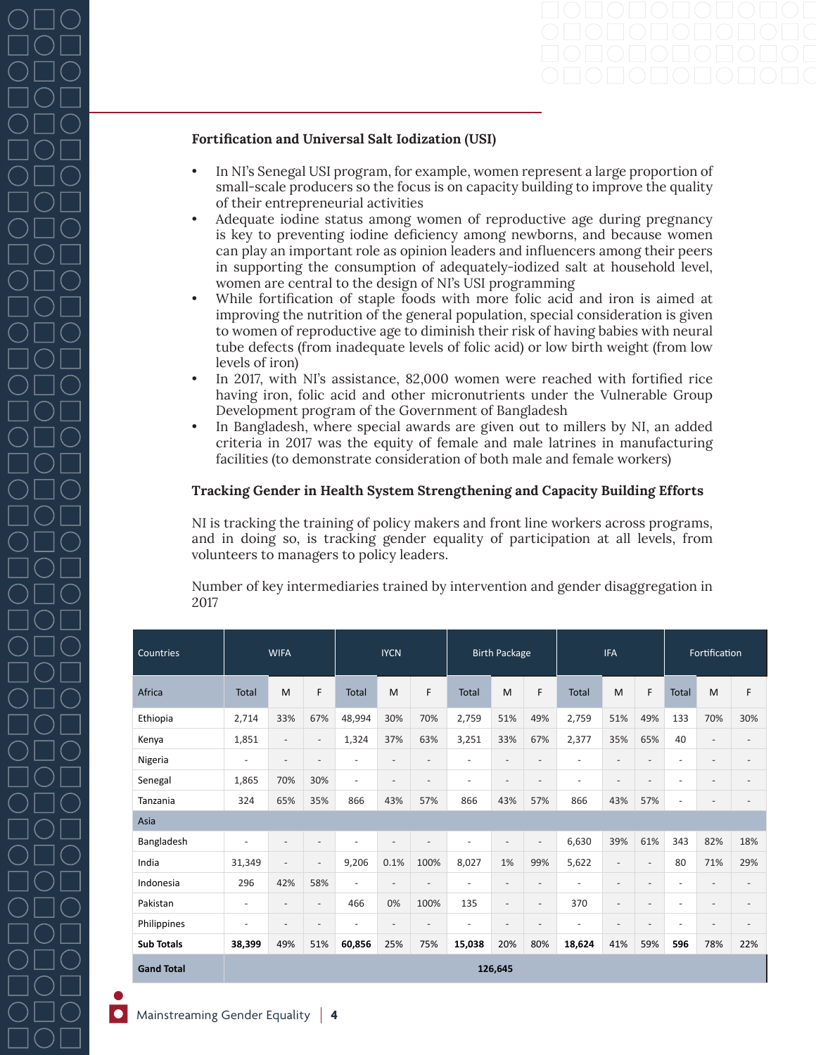### Fortification and Universal Salt Iodization (USI)

- In NI's Senegal USI program, for example, women represent a large proportion of small-scale producers so the focus is on capacity building to improve the quality of their entrepreneurial activities
- Adequate iodine status among women of reproductive age during pregnancy is key to preventing iodine deficiency among newborns, and because women can play an important role as opinion leaders and influencers among their peers in supporting the consumption of adequately-iodized salt at household level, women are central to the design of NI's USI programming
- While fortification of staple foods with more folic acid and iron is aimed at improving the nutrition of the general population, special consideration is given to women of reproductive age to diminish their risk of having babies with neural tube defects (from inadequate levels of folic acid) or low birth weight (from low levels of iron)
- In 2017, with NI's assistance, 82,000 women were reached with fortified rice having iron, folic acid and other micronutrients under the Vulnerable Group Development program of the Government of Bangladesh
- In Bangladesh, where special awards are given out to millers by NI, an added criteria in 2017 was the equity of female and male latrines in manufacturing facilities (to demonstrate consideration of both male and female workers)

### Tracking Gender in Health System Strengthening and Capacity Building Efforts

NI is tracking the training of policy makers and front line workers across programs, and in doing so, is tracking gender equality of participation at all levels, from volunteers to managers to policy leaders.

Number of key intermediaries trained by intervention and gender disaggregation in 2017

| Countries | WIFA | | | IYCN | | | Birth Package | | | IFA | | | Fortification | | |
|---|---|---|---|---|---|---|---|---|---|---|---|---|---|---|---|
| Africa | Total | M | F | Total | M | F | Total | M | F | Total | M | F | Total | M | F |
| Ethiopia | 2,714 | 33% | 67% | 48,994 | 30% | 70% | 2,759 | 51% | 49% | 2,759 | 51% | 49% | 133 | 70% | 30% |
| Kenya | 1,851 | - | - | 1,324 | 37% | 63% | 3,251 | 33% | 67% | 2,377 | 35% | 65% | 40 | - | - |
| Nigeria | - | - | - | - | - | - | - | - | - | - | - | - | - | - | - |
| Senegal | 1,865 | 70% | 30% | - | - | - | - | - | - | - | - | - | - | - | - |
| Tanzania | 324 | 65% | 35% | 866 | 43% | 57% | 866 | 43% | 57% | 866 | 43% | 57% | - | - | - |
| Asia | | | | | | | | | | | | | | | |
| Bangladesh | - | - | - | - | - | - | - | - | - | 6,630 | 39% | 61% | 343 | 82% | 18% |
| India | 31,349 | - | - | 9,206 | 0.1% | 100% | 8,027 | 1% | 99% | 5,622 | - | - | 80 | 71% | 29% |
| Indonesia | 296 | 42% | 58% | - | - | - | - | - | - | - | - | - | - | - | - |
| Pakistan | - | - | - | 466 | 0% | 100% | 135 | - | - | 370 | - | - | - | - | - |
| Philippines | - | - | - | - | - | - | - | - | - | - | - | - | - | - | - |
| **Sub Totals** | **38,399** | 49% | 51% | **60,856** | 25% | 75% | **15,038** | 20% | 80% | **18,624** | 41% | 59% | **596** | 78% | 22% |
| **Gand Total** | **126,645** | | | | | | | | | | | | | | |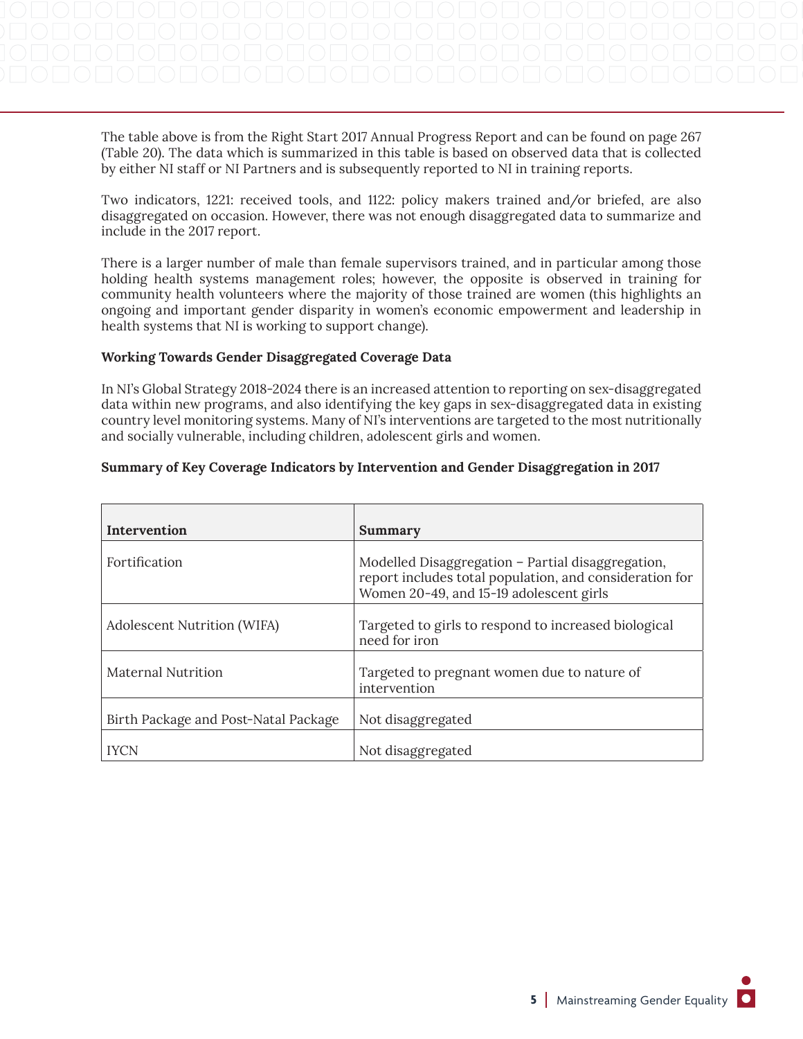The table above is from the Right Start 2017 Annual Progress Report and can be found on page 267 (Table 20). The data which is summarized in this table is based on observed data that is collected by either NI staff or NI Partners and is subsequently reported to NI in training reports.

Two indicators, 1221: received tools, and 1122: policy makers trained and/or briefed, are also disaggregated on occasion. However, there was not enough disaggregated data to summarize and include in the 2017 report.

There is a larger number of male than female supervisors trained, and in particular among those holding health systems management roles; however, the opposite is observed in training for community health volunteers where the majority of those trained are women (this highlights an ongoing and important gender disparity in women's economic empowerment and leadership in health systems that NI is working to support change).

**Working Towards Gender Disaggregated Coverage Data**

In NI's Global Strategy 2018-2024 there is an increased attention to reporting on sex-disaggregated data within new programs, and also identifying the key gaps in sex-disaggregated data in existing country level monitoring systems. Many of NI's interventions are targeted to the most nutritionally and socially vulnerable, including children, adolescent girls and women.

**Summary of Key Coverage Indicators by Intervention and Gender Disaggregation in 2017**

| Intervention | Summary |
|---|---|
| Fortification | Modelled Disaggregation – Partial disaggregation, report includes total population, and consideration for Women 20-49, and 15-19 adolescent girls |
| Adolescent Nutrition (WIFA) | Targeted to girls to respond to increased biological need for iron |
| Maternal Nutrition | Targeted to pregnant women due to nature of intervention |
| Birth Package and Post-Natal Package | Not disaggregated |
| IYCN | Not disaggregated |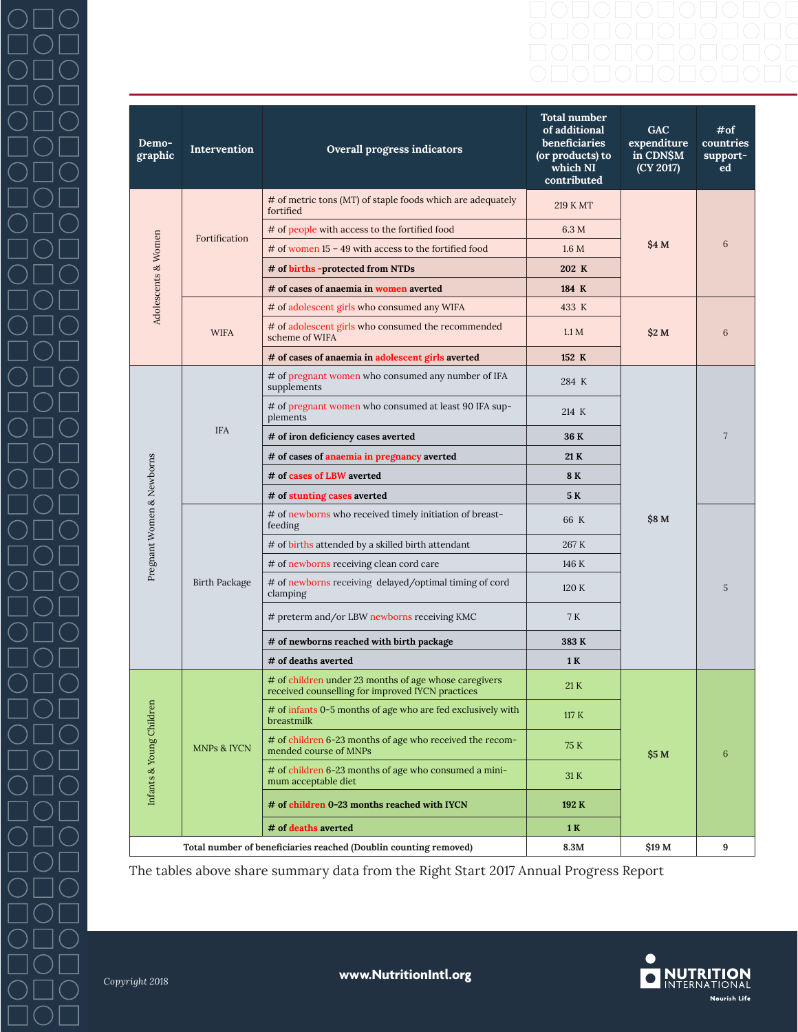| Demo-graphic | Intervention | Overall progress indicators | Total number of additional beneficiaries (or products) to which NI contributed | GAC expenditure in CDN$M (CY 2017) | #of countries support-ed |
|---|---|---|---|---|---|
| Adolescents & Women | Fortification | # of metric tons (MT) of staple foods which are adequately fortified | 219 K MT | $4 M | 6 |
| | | # of people with access to the fortified food | 6.3 M | | |
| | | # of women 15 – 49 with access to the fortified food | 1.6 M | | |
| | | **# of births -protected from NTDs** | **202 K** | | |
| | | **# of cases of anaemia in women averted** | **184 K** | | |
| | WIFA | # of adolescent girls who consumed any WIFA | 433 K | $2 M | 6 |
| | | # of adolescent girls who consumed the recommended scheme of WIFA | 1.1 M | | |
| | | **# of cases of anaemia in adolescent girls averted** | **152 K** | | |
| Pregnant Women & Newborns | IFA | # of pregnant women who consumed any number of IFA supplements | 284 K | $8 M | 7 |
| | | # of pregnant women who consumed at least 90 IFA supplements | 214 K | | |
| | | **# of iron deficiency cases averted** | **36 K** | | |
| | | **# of cases of anaemia in pregnancy averted** | **21 K** | | |
| | | **# of cases of LBW averted** | **8 K** | | |
| | | **# of stunting cases averted** | **5 K** | | |
| | Birth Package | # of newborns who received timely initiation of breast-feeding | 66 K | | 5 |
| | | # of births attended by a skilled birth attendant | 267 K | | |
| | | # of newborns receiving clean cord care | 146 K | | |
| | | # of newborns receiving delayed/optimal timing of cord clamping | 120 K | | |
| | | # preterm and/or LBW newborns receiving KMC | 7 K | | |
| | | **# of newborns reached with birth package** | **383 K** | | |
| | | **# of deaths averted** | **1 K** | | |
| Infants & Young Children | MNPs & IYCN | # of children under 23 months of age whose caregivers received counselling for improved IYCN practices | 21 K | $5 M | 6 |
| | | # of infants 0-5 months of age who are fed exclusively with breastmilk | 117 K | | |
| | | # of children 6-23 months of age who received the recommended course of MNPs | 75 K | | |
| | | # of children 6-23 months of age who consumed a minimum acceptable diet | 31 K | | |
| | | **# of children 0-23 months reached with IYCN** | **192 K** | | |
| | | **# of deaths averted** | **1 K** | | |
| **Total number of beneficiaries reached (Doublin counting removed)** | | | **8.3M** | **$19 M** | **9** |

The tables above share summary data from the Right Start 2017 Annual Progress Report

Copyright 2018

www.NutritionIntl.org

NUTRITION INTERNATIONAL
Nourish Life